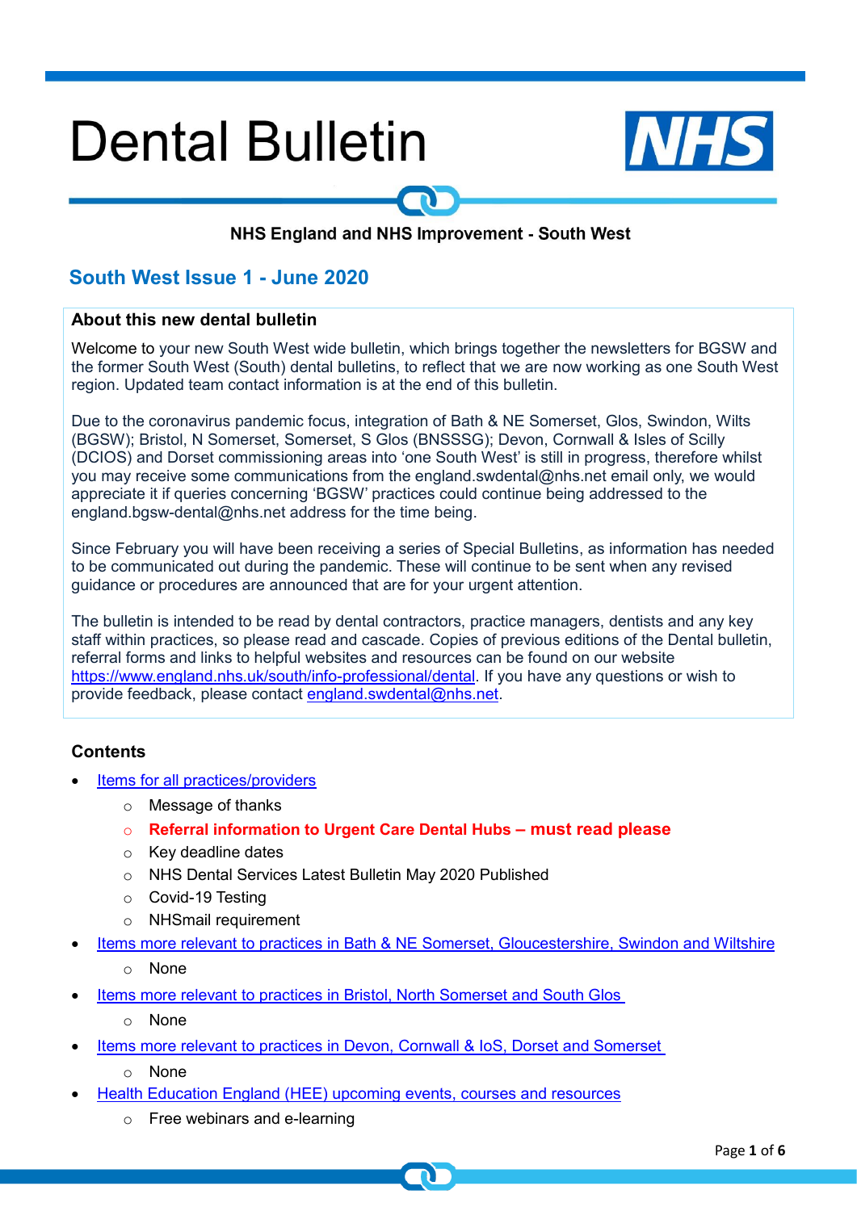# Dental Bulletin

NHS England and NHS Improvement - South West

## South West Issue 1 - June 2020

### About this new dental bulletin

Welcome to your new South West wide bulletin, which brings together the newsletters for BGSW and the former South West (South) dental bulletins, to reflect that we are now working as one South West region. Updated team contact information is at the end of this bulletin.

Due to the coronavirus pandemic focus, integration of Bath & NE Somerset, Glos, Swindon, Wilts (BGSW); Bristol, N Somerset, Somerset, S Glos (BNSSSG); Devon, Cornwall & Isles of Scilly (DCIOS) and Dorset commissioning areas into 'one South West' is still in progress, therefore whilst you may receive some communications from the england.swdental@nhs.net email only, we would appreciate it if queries concerning 'BGSW' practices could continue being addressed to the england.bgsw-dental@nhs.net address for the time being.

Since February you will have been receiving a series of Special Bulletins, as information has needed to be communicated out during the pandemic. These will continue to be sent when any revised guidance or procedures are announced that are for your urgent attention.

The bulletin is intended to be read by dental contractors, practice managers, dentists and any key staff within practices, so please read and cascade. Copies of previous editions of the Dental bulletin, referral forms and links to helpful websites and resources can be found on our website https://www.england.nhs.uk/south/info-professional/dental. If you have any questions or wish to provide feedback, please contact england.swdental@nhs.net.

### Contents

- Items for all practices/providers
  - Message of thanks
  - **Referral information to Urgent Care Dental Hubs – must read please**
  - Key deadline dates
  - NHS Dental Services Latest Bulletin May 2020 Published
  - Covid-19 Testing
  - NHSmail requirement
- Items more relevant to practices in Bath & NE Somerset, Gloucestershire, Swindon and Wiltshire
  - None
- Items more relevant to practices in Bristol, North Somerset and South Glos
  - None
- Items more relevant to practices in Devon, Cornwall & IoS, Dorset and Somerset
  - None
- Health Education England (HEE) upcoming events, courses and resources
  - Free webinars and e-learning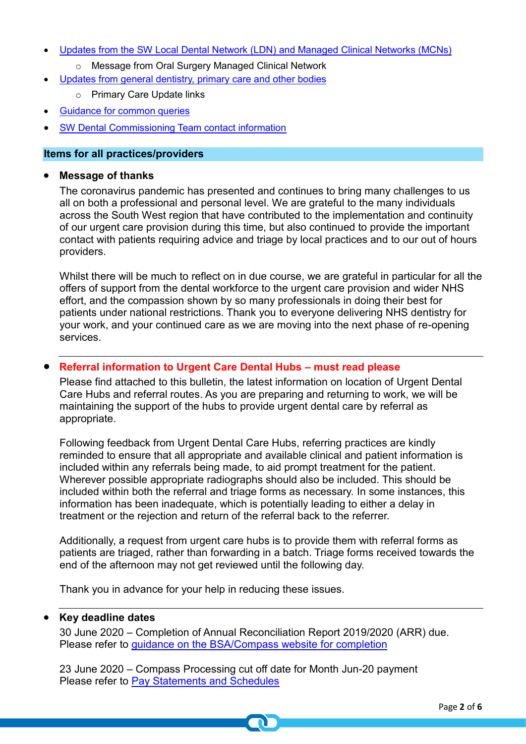- Updates from the SW Local Dental Network (LDN) and Managed Clinical Networks (MCNs)
  - Message from Oral Surgery Managed Clinical Network
- Updates from general dentistry, primary care and other bodies
  - Primary Care Update links
- Guidance for common queries
- SW Dental Commissioning Team contact information

## Items for all practices/providers

- **Message of thanks**

  The coronavirus pandemic has presented and continues to bring many challenges to us all on both a professional and personal level. We are grateful to the many individuals across the South West region that have contributed to the implementation and continuity of our urgent care provision during this time, but also continued to provide the important contact with patients requiring advice and triage by local practices and to our out of hours providers.

  Whilst there will be much to reflect on in due course, we are grateful in particular for all the offers of support from the dental workforce to the urgent care provision and wider NHS effort, and the compassion shown by so many professionals in doing their best for patients under national restrictions. Thank you to everyone delivering NHS dentistry for your work, and your continued care as we are moving into the next phase of re-opening services.

---

- **Referral information to Urgent Care Dental Hubs – must read please**

  Please find attached to this bulletin, the latest information on location of Urgent Dental Care Hubs and referral routes. As you are preparing and returning to work, we will be maintaining the support of the hubs to provide urgent dental care by referral as appropriate.

  Following feedback from Urgent Dental Care Hubs, referring practices are kindly reminded to ensure that all appropriate and available clinical and patient information is included within any referrals being made, to aid prompt treatment for the patient. Wherever possible appropriate radiographs should also be included. This should be included within both the referral and triage forms as necessary. In some instances, this information has been inadequate, which is potentially leading to either a delay in treatment or the rejection and return of the referral back to the referrer.

  Additionally, a request from urgent care hubs is to provide them with referral forms as patients are triaged, rather than forwarding in a batch. Triage forms received towards the end of the afternoon may not get reviewed until the following day.

  Thank you in advance for your help in reducing these issues.

---

- **Key deadline dates**

  30 June 2020 – Completion of Annual Reconciliation Report 2019/2020 (ARR) due. Please refer to guidance on the BSA/Compass website for completion

  23 June 2020 – Compass Processing cut off date for Month Jun-20 payment
  Please refer to Pay Statements and Schedules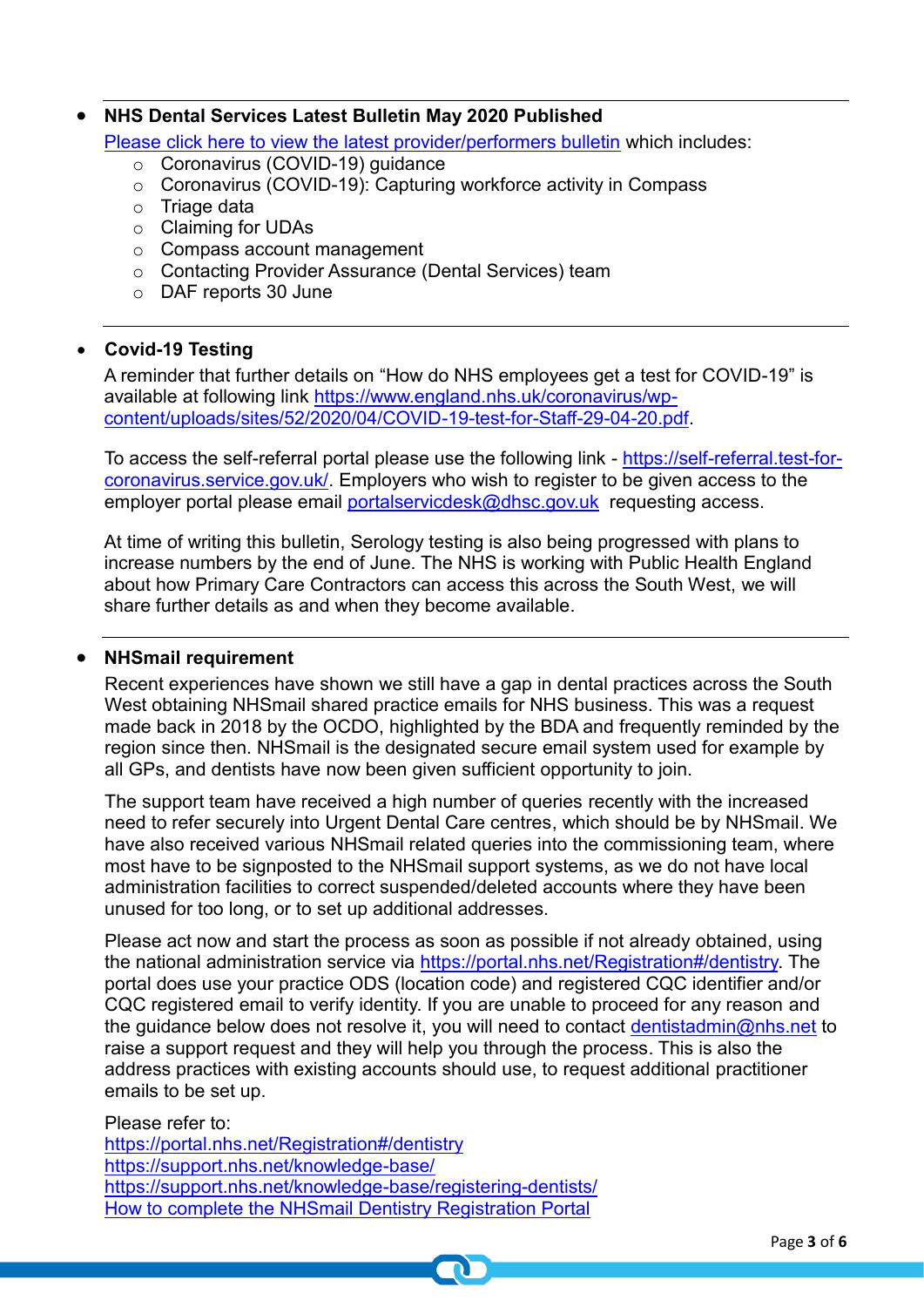- **NHS Dental Services Latest Bulletin May 2020 Published**

  Please click here to view the latest provider/performers bulletin which includes:
  - Coronavirus (COVID-19) guidance
  - Coronavirus (COVID-19): Capturing workforce activity in Compass
  - Triage data
  - Claiming for UDAs
  - Compass account management
  - Contacting Provider Assurance (Dental Services) team
  - DAF reports 30 June

---

- **Covid-19 Testing**

  A reminder that further details on "How do NHS employees get a test for COVID-19" is available at following link https://www.england.nhs.uk/coronavirus/wp-content/uploads/sites/52/2020/04/COVID-19-test-for-Staff-29-04-20.pdf.

  To access the self-referral portal please use the following link - https://self-referral.test-for-coronavirus.service.gov.uk/. Employers who wish to register to be given access to the employer portal please email portalservicdesk@dhsc.gov.uk requesting access.

  At time of writing this bulletin, Serology testing is also being progressed with plans to increase numbers by the end of June. The NHS is working with Public Health England about how Primary Care Contractors can access this across the South West, we will share further details as and when they become available.

---

- **NHSmail requirement**

  Recent experiences have shown we still have a gap in dental practices across the South West obtaining NHSmail shared practice emails for NHS business. This was a request made back in 2018 by the OCDO, highlighted by the BDA and frequently reminded by the region since then. NHSmail is the designated secure email system used for example by all GPs, and dentists have now been given sufficient opportunity to join.

  The support team have received a high number of queries recently with the increased need to refer securely into Urgent Dental Care centres, which should be by NHSmail. We have also received various NHSmail related queries into the commissioning team, where most have to be signposted to the NHSmail support systems, as we do not have local administration facilities to correct suspended/deleted accounts where they have been unused for too long, or to set up additional addresses.

  Please act now and start the process as soon as possible if not already obtained, using the national administration service via https://portal.nhs.net/Registration#/dentistry. The portal does use your practice ODS (location code) and registered CQC identifier and/or CQC registered email to verify identity. If you are unable to proceed for any reason and the guidance below does not resolve it, you will need to contact dentistadmin@nhs.net to raise a support request and they will help you through the process. This is also the address practices with existing accounts should use, to request additional practitioner emails to be set up.

  Please refer to:
  https://portal.nhs.net/Registration#/dentistry
  https://support.nhs.net/knowledge-base/
  https://support.nhs.net/knowledge-base/registering-dentists/
  How to complete the NHSmail Dentistry Registration Portal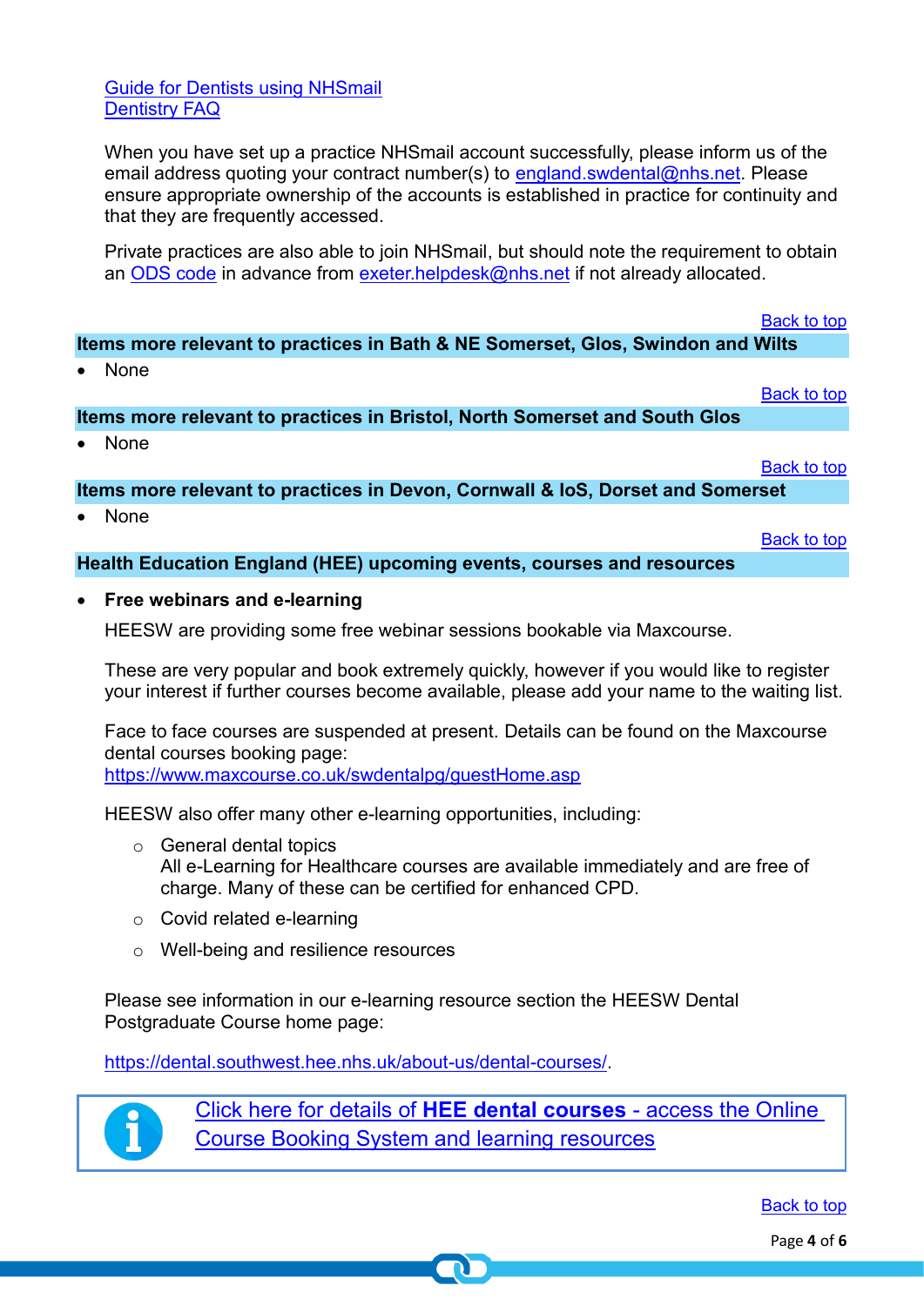[Guide for Dentists using NHSmail](#)
[Dentistry FAQ](#)

When you have set up a practice NHSmail account successfully, please inform us of the email address quoting your contract number(s) to england.swdental@nhs.net. Please ensure appropriate ownership of the accounts is established in practice for continuity and that they are frequently accessed.

Private practices are also able to join NHSmail, but should note the requirement to obtain an ODS code in advance from exeter.helpdesk@nhs.net if not already allocated.

Back to top

## Items more relevant to practices in Bath & NE Somerset, Glos, Swindon and Wilts

- None

Back to top

## Items more relevant to practices in Bristol, North Somerset and South Glos

- None

Back to top

## Items more relevant to practices in Devon, Cornwall & IoS, Dorset and Somerset

- None

Back to top

## Health Education England (HEE) upcoming events, courses and resources

- **Free webinars and e-learning**

  HEESW are providing some free webinar sessions bookable via Maxcourse.

  These are very popular and book extremely quickly, however if you would like to register your interest if further courses become available, please add your name to the waiting list.

  Face to face courses are suspended at present. Details can be found on the Maxcourse dental courses booking page:
  https://www.maxcourse.co.uk/swdentalpg/guestHome.asp

  HEESW also offer many other e-learning opportunities, including:

  - General dental topics
    All e-Learning for Healthcare courses are available immediately and are free of charge. Many of these can be certified for enhanced CPD.
  - Covid related e-learning
  - Well-being and resilience resources

  Please see information in our e-learning resource section the HEESW Dental Postgraduate Course home page:

  https://dental.southwest.hee.nhs.uk/about-us/dental-courses/.

Click here for details of **HEE dental courses** - access the Online Course Booking System and learning resources

Back to top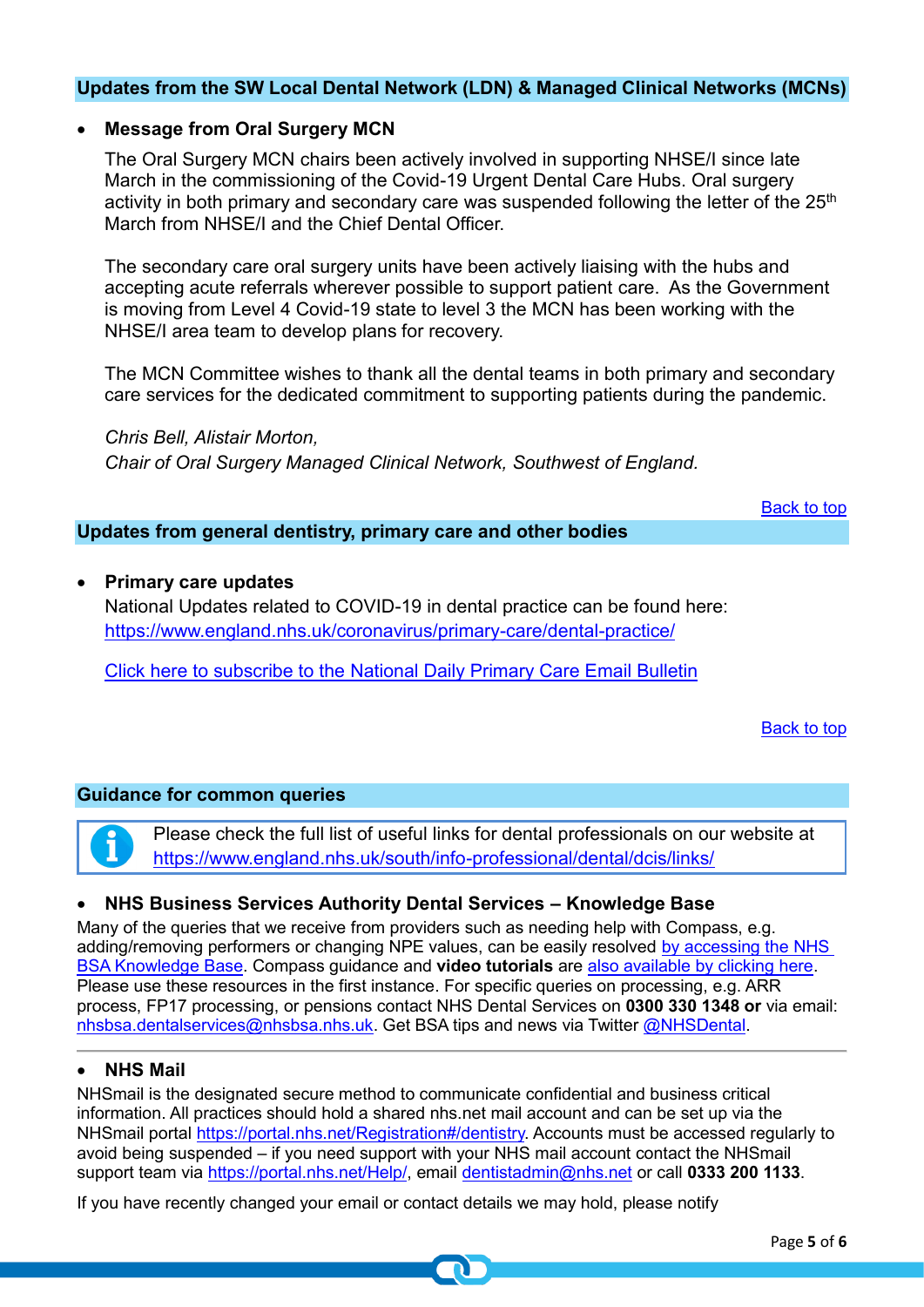## Updates from the SW Local Dental Network (LDN) & Managed Clinical Networks (MCNs)

- **Message from Oral Surgery MCN**

  The Oral Surgery MCN chairs been actively involved in supporting NHSE/I since late March in the commissioning of the Covid-19 Urgent Dental Care Hubs. Oral surgery activity in both primary and secondary care was suspended following the letter of the 25th March from NHSE/I and the Chief Dental Officer.

  The secondary care oral surgery units have been actively liaising with the hubs and accepting acute referrals wherever possible to support patient care. As the Government is moving from Level 4 Covid-19 state to level 3 the MCN has been working with the NHSE/I area team to develop plans for recovery.

  The MCN Committee wishes to thank all the dental teams in both primary and secondary care services for the dedicated commitment to supporting patients during the pandemic.

  *Chris Bell, Alistair Morton,*
  *Chair of Oral Surgery Managed Clinical Network, Southwest of England.*

Back to top

## Updates from general dentistry, primary care and other bodies

- **Primary care updates**
  National Updates related to COVID-19 in dental practice can be found here:
  https://www.england.nhs.uk/coronavirus/primary-care/dental-practice/

  Click here to subscribe to the National Daily Primary Care Email Bulletin

Back to top

## Guidance for common queries

Please check the full list of useful links for dental professionals on our website at https://www.england.nhs.uk/south/info-professional/dental/dcis/links/

- **NHS Business Services Authority Dental Services – Knowledge Base**

Many of the queries that we receive from providers such as needing help with Compass, e.g. adding/removing performers or changing NPE values, can be easily resolved by accessing the NHS BSA Knowledge Base. Compass guidance and **video tutorials** are also available by clicking here. Please use these resources in the first instance. For specific queries on processing, e.g. ARR process, FP17 processing, or pensions contact NHS Dental Services on **0300 330 1348 or** via email: nhsbsa.dentalservices@nhsbsa.nhs.uk. Get BSA tips and news via Twitter @NHSDental.

---

- **NHS Mail**

NHSmail is the designated secure method to communicate confidential and business critical information. All practices should hold a shared nhs.net mail account and can be set up via the NHSmail portal https://portal.nhs.net/Registration#/dentistry. Accounts must be accessed regularly to avoid being suspended – if you need support with your NHS mail account contact the NHSmail support team via https://portal.nhs.net/Help/, email dentistadmin@nhs.net or call **0333 200 1133**.

If you have recently changed your email or contact details we may hold, please notify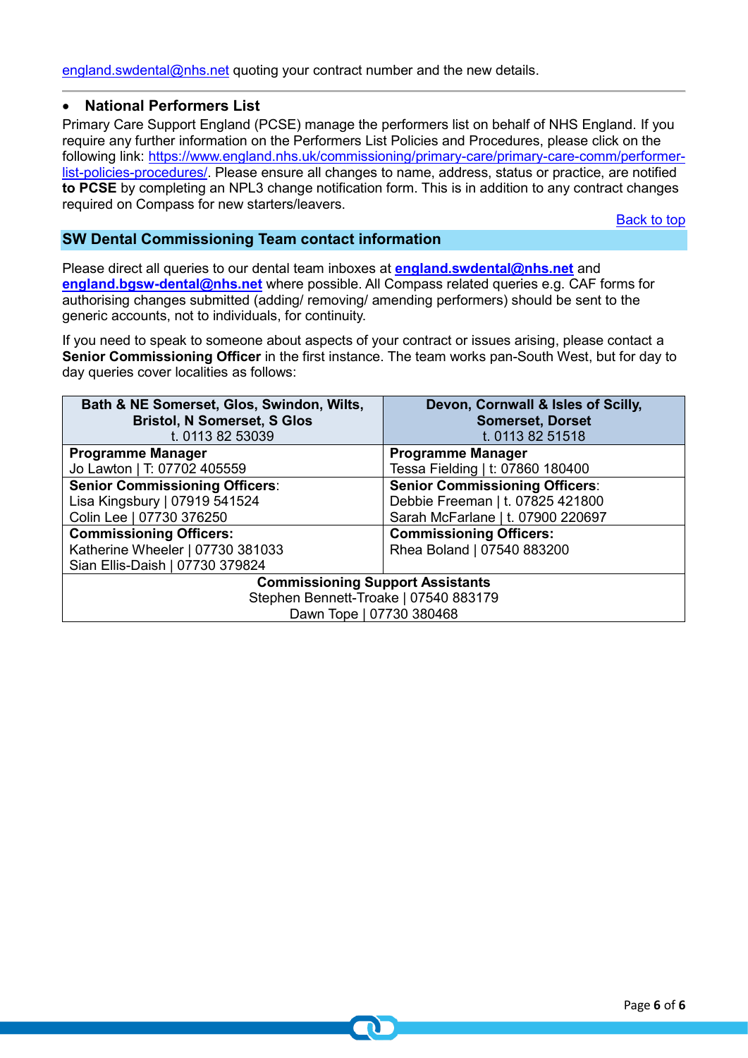england.swdental@nhs.net quoting your contract number and the new details.

- **National Performers List**

Primary Care Support England (PCSE) manage the performers list on behalf of NHS England. If you require any further information on the Performers List Policies and Procedures, please click on the following link: https://www.england.nhs.uk/commissioning/primary-care/primary-care-comm/performer-list-policies-procedures/. Please ensure all changes to name, address, status or practice, are notified **to PCSE** by completing an NPL3 change notification form. This is in addition to any contract changes required on Compass for new starters/leavers.

Back to top

## SW Dental Commissioning Team contact information

Please direct all queries to our dental team inboxes at **england.swdental@nhs.net** and **england.bgsw-dental@nhs.net** where possible. All Compass related queries e.g. CAF forms for authorising changes submitted (adding/ removing/ amending performers) should be sent to the generic accounts, not to individuals, for continuity.

If you need to speak to someone about aspects of your contract or issues arising, please contact a **Senior Commissioning Officer** in the first instance. The team works pan-South West, but for day to day queries cover localities as follows:

| **Bath & NE Somerset, Glos, Swindon, Wilts, Bristol, N Somerset, S Glos**<br>t. 0113 82 53039 | **Devon, Cornwall & Isles of Scilly, Somerset, Dorset**<br>t. 0113 82 51518 |
|---|---|
| **Programme Manager**<br>Jo Lawton \| T: 07702 405559 | **Programme Manager**<br>Tessa Fielding \| t: 07860 180400 |
| **Senior Commissioning Officers**:<br>Lisa Kingsbury \| 07919 541524<br>Colin Lee \| 07730 376250 | **Senior Commissioning Officers**:<br>Debbie Freeman \| t. 07825 421800<br>Sarah McFarlane \| t. 07900 220697 |
| **Commissioning Officers:**<br>Katherine Wheeler \| 07730 381033<br>Sian Ellis-Daish \| 07730 379824 | **Commissioning Officers:**<br>Rhea Boland \| 07540 883200 |
| **Commissioning Support Assistants**<br>Stephen Bennett-Troake \| 07540 883179<br>Dawn Tope \| 07730 380468 | |